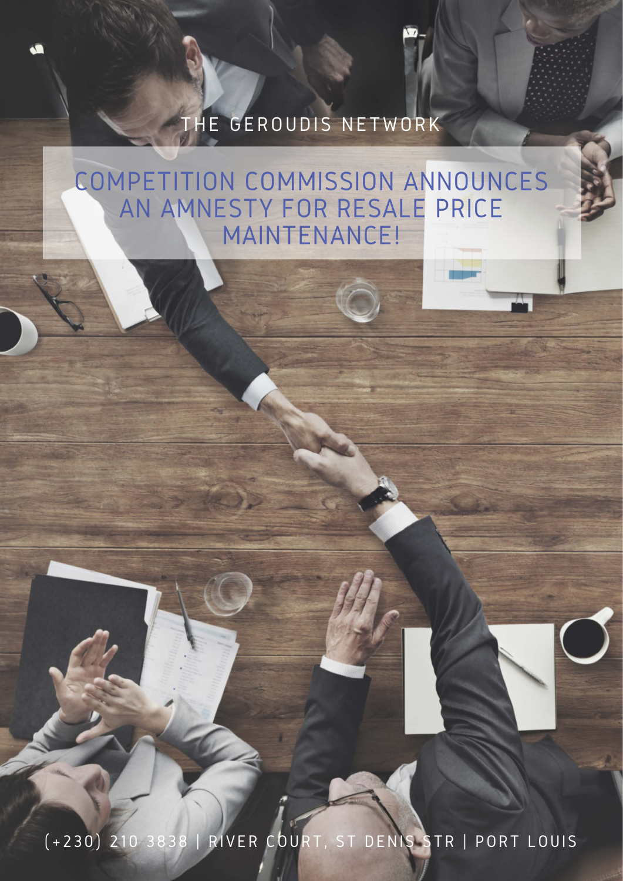THE GEROUDIS NETWORK

# COMPETITION COMMISSION ANNOUNCES AN AMNESTY FOR RESALE PRICE MAINTENANCE!

(+230) 210 3838 | RIVER COURT, ST DENIS STR | PORT LOUIS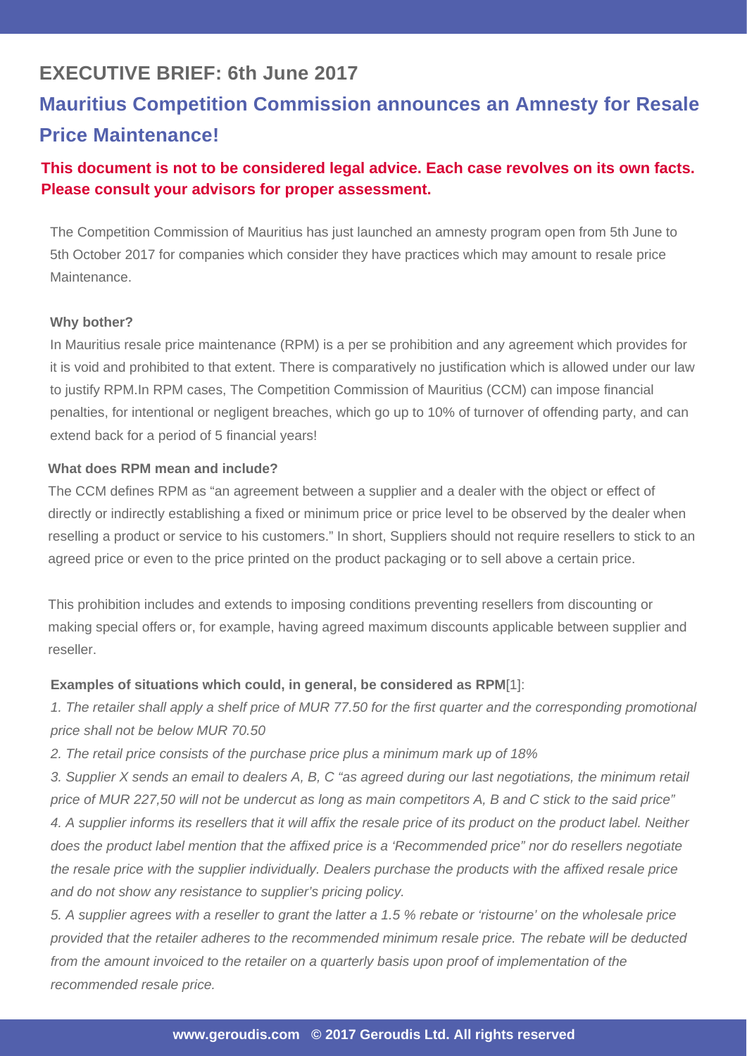## EXECUTIVE BRIEF: 6th June 2017

# Mauritius Competition Commission announces an Amnesty for Resale Price Maintenance!

**This document is not to be considered legal advice. Each case revolves on its own facts. Please consult your advisors for proper assessment.**

The Competition Commission of Mauritius has just launched an amnesty program open from 5th June to 5th October 2017 for companies which consider they have practices which may amount to resale price Maintenance.

**Why bother?**

In Mauritius resale price maintenance (RPM) is a per se prohibition and any agreement which provides for it is void and prohibited to that extent. There is comparatively no justification which is allowed under our law to justify RPM.In RPM cases, The Competition Commission of Mauritius (CCM) can impose financial penalties, for intentional or negligent breaches, which go up to 10% of turnover of offending party, and can extend back for a period of 5 financial years!

**What does RPM mean and include?**

The CCM defines RPM as "an agreement between a supplier and a dealer with the object or effect of directly or indirectly establishing a fixed or minimum price or price level to be observed by the dealer when reselling a product or service to his customers." In short, Suppliers should not require resellers to stick to an agreed price or even to the price printed on the product packaging or to sell above a certain price.

This prohibition includes and extends to imposing conditions preventing resellers from discounting or making special offers or, for example, having agreed maximum discounts applicable between supplier and reseller.

**Examples of situations which could, in general, be considered as RPM**[1]:

*1. The retailer shall apply a shelf price of MUR 77.50 for the first quarter and the corresponding promotional price shall not be below MUR 70.50*

*2. The retail price consists of the purchase price plus a minimum mark up of 18%*

*3. Supplier X sends an email to dealers A, B, C "as agreed during our last negotiations, the minimum retail price of MUR 227,50 will not be undercut as long as main competitors A, B and C stick to the said price"*

*4. A supplier informs its resellers that it will affix the resale price of its product on the product label. Neither does the product label mention that the affixed price is a 'Recommended price" nor do resellers negotiate the resale price with the supplier individually. Dealers purchase the products with the affixed resale price and do not show any resistance to supplier's pricing policy.*

*5. A supplier agrees with a reseller to grant the latter a 1.5 % rebate or 'ristourne' on the wholesale price provided that the retailer adheres to the recommended minimum resale price. The rebate will be deducted from the amount invoiced to the retailer on a quarterly basis upon proof of implementation of the recommended resale price.*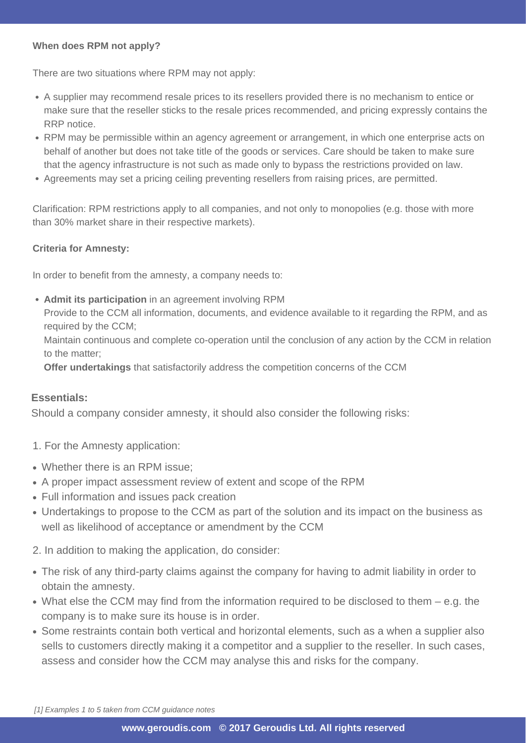**When does RPM not apply?**

There are two situations where RPM may not apply:

- A supplier may recommend resale prices to its resellers provided there is no mechanism to entice or make sure that the reseller sticks to the resale prices recommended, and pricing expressly contains the RRP notice.
- RPM may be permissible within an agency agreement or arrangement, in which one enterprise acts on behalf of another but does not take title of the goods or services. Care should be taken to make sure that the agency infrastructure is not such as made only to bypass the restrictions provided on law.
- Agreements may set a pricing ceiling preventing resellers from raising prices, are permitted.

Clarification: RPM restrictions apply to all companies, and not only to monopolies (e.g. those with more than 30% market share in their respective markets).

**Criteria for Amnesty:**

In order to benefit from the amnesty, a company needs to:

- **Admit its participation** in an agreement involving RPM
  Provide to the CCM all information, documents, and evidence available to it regarding the RPM, and as required by the CCM;
  Maintain continuous and complete co-operation until the conclusion of any action by the CCM in relation to the matter;
  **Offer undertakings** that satisfactorily address the competition concerns of the CCM

**Essentials:**

Should a company consider amnesty, it should also consider the following risks:

1. For the Amnesty application:

- Whether there is an RPM issue;
- A proper impact assessment review of extent and scope of the RPM
- Full information and issues pack creation
- Undertakings to propose to the CCM as part of the solution and its impact on the business as well as likelihood of acceptance or amendment by the CCM

2. In addition to making the application, do consider:

- The risk of any third-party claims against the company for having to admit liability in order to obtain the amnesty.
- What else the CCM may find from the information required to be disclosed to them – e.g. the company is to make sure its house is in order.
- Some restraints contain both vertical and horizontal elements, such as a when a supplier also sells to customers directly making it a competitor and a supplier to the reseller. In such cases, assess and consider how the CCM may analyse this and risks for the company.

*[1] Examples 1 to 5 taken from CCM guidance notes*